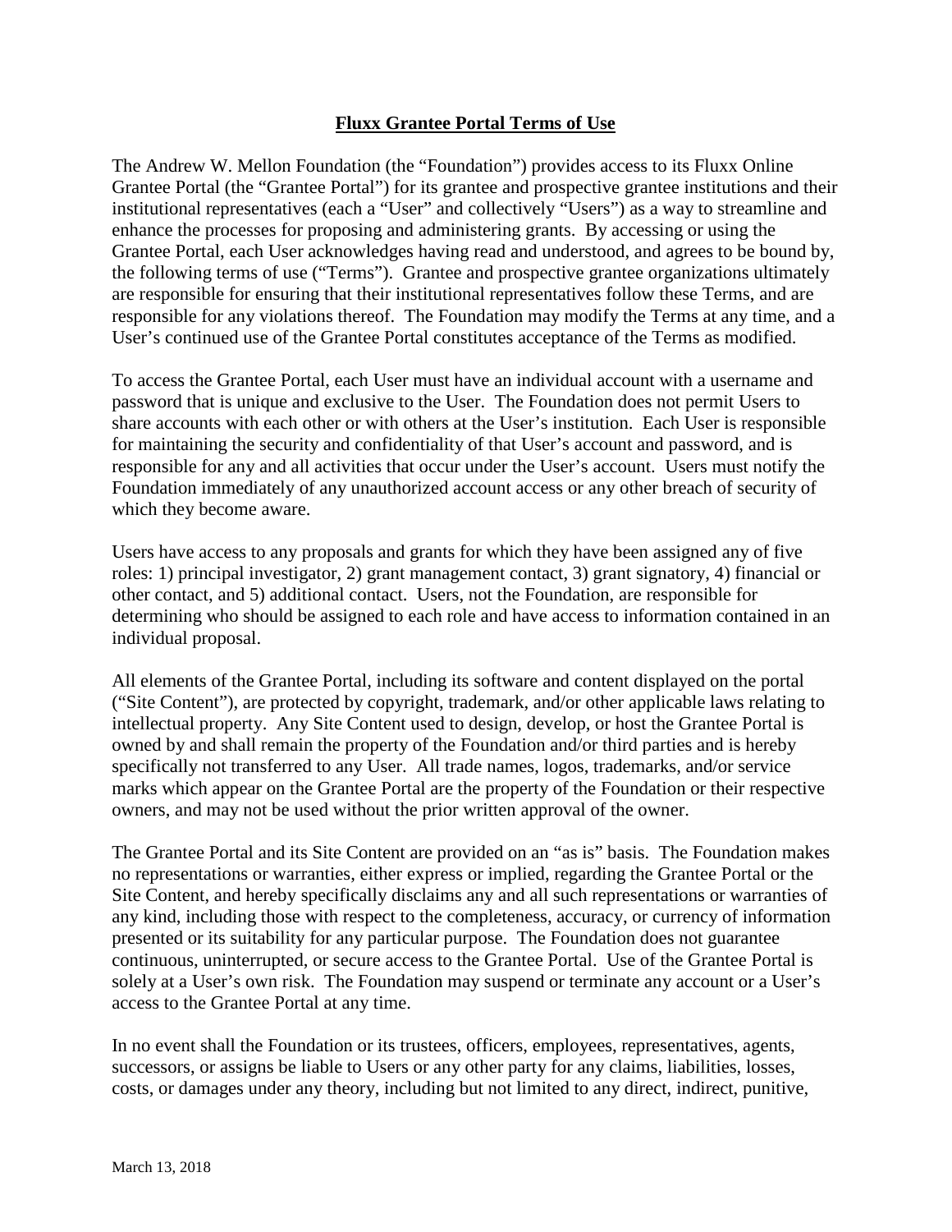# Fluxx Grantee Portal Terms of Use

The Andrew W. Mellon Foundation (the "Foundation") provides access to its Fluxx Online Grantee Portal (the "Grantee Portal") for its grantee and prospective grantee institutions and their institutional representatives (each a "User" and collectively "Users") as a way to streamline and enhance the processes for proposing and administering grants. By accessing or using the Grantee Portal, each User acknowledges having read and understood, and agrees to be bound by, the following terms of use ("Terms"). Grantee and prospective grantee organizations ultimately are responsible for ensuring that their institutional representatives follow these Terms, and are responsible for any violations thereof. The Foundation may modify the Terms at any time, and a User's continued use of the Grantee Portal constitutes acceptance of the Terms as modified.

To access the Grantee Portal, each User must have an individual account with a username and password that is unique and exclusive to the User. The Foundation does not permit Users to share accounts with each other or with others at the User's institution. Each User is responsible for maintaining the security and confidentiality of that User's account and password, and is responsible for any and all activities that occur under the User's account. Users must notify the Foundation immediately of any unauthorized account access or any other breach of security of which they become aware.

Users have access to any proposals and grants for which they have been assigned any of five roles: 1) principal investigator, 2) grant management contact, 3) grant signatory, 4) financial or other contact, and 5) additional contact. Users, not the Foundation, are responsible for determining who should be assigned to each role and have access to information contained in an individual proposal.

All elements of the Grantee Portal, including its software and content displayed on the portal ("Site Content"), are protected by copyright, trademark, and/or other applicable laws relating to intellectual property. Any Site Content used to design, develop, or host the Grantee Portal is owned by and shall remain the property of the Foundation and/or third parties and is hereby specifically not transferred to any User. All trade names, logos, trademarks, and/or service marks which appear on the Grantee Portal are the property of the Foundation or their respective owners, and may not be used without the prior written approval of the owner.

The Grantee Portal and its Site Content are provided on an "as is" basis. The Foundation makes no representations or warranties, either express or implied, regarding the Grantee Portal or the Site Content, and hereby specifically disclaims any and all such representations or warranties of any kind, including those with respect to the completeness, accuracy, or currency of information presented or its suitability for any particular purpose. The Foundation does not guarantee continuous, uninterrupted, or secure access to the Grantee Portal. Use of the Grantee Portal is solely at a User's own risk. The Foundation may suspend or terminate any account or a User's access to the Grantee Portal at any time.

In no event shall the Foundation or its trustees, officers, employees, representatives, agents, successors, or assigns be liable to Users or any other party for any claims, liabilities, losses, costs, or damages under any theory, including but not limited to any direct, indirect, punitive,

March 13, 2018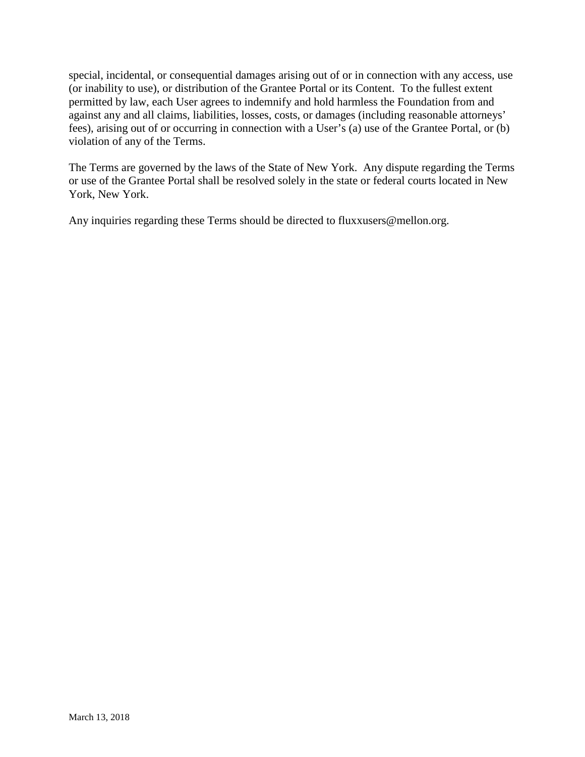special, incidental, or consequential damages arising out of or in connection with any access, use (or inability to use), or distribution of the Grantee Portal or its Content. To the fullest extent permitted by law, each User agrees to indemnify and hold harmless the Foundation from and against any and all claims, liabilities, losses, costs, or damages (including reasonable attorneys' fees), arising out of or occurring in connection with a User's (a) use of the Grantee Portal, or (b) violation of any of the Terms.

The Terms are governed by the laws of the State of New York. Any dispute regarding the Terms or use of the Grantee Portal shall be resolved solely in the state or federal courts located in New York, New York.

Any inquiries regarding these Terms should be directed to fluxxusers@mellon.org.

March 13, 2018